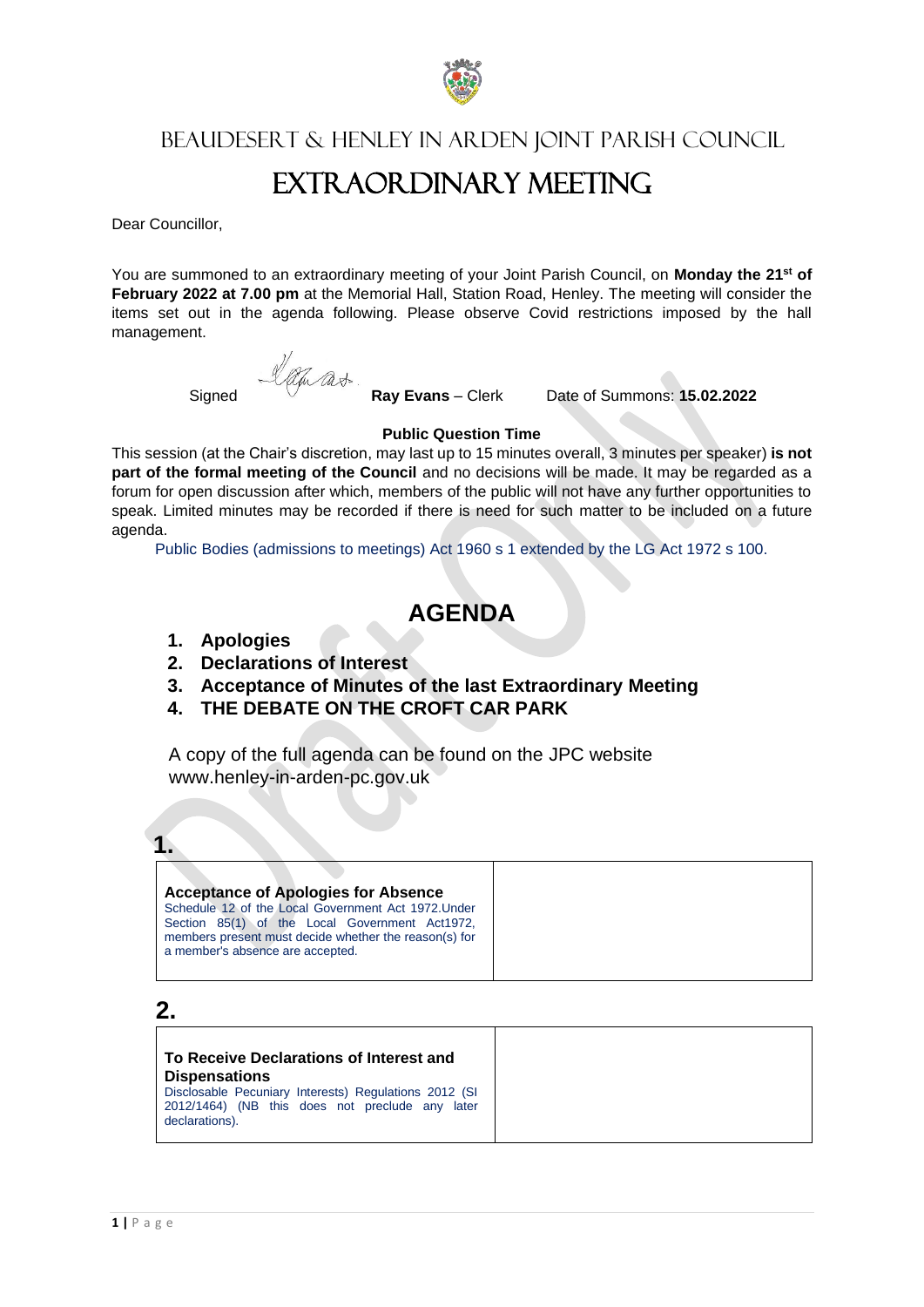# BEAUDESERT & HENLEY IN ARDEN JOINT PARISH COUNCIL

# EXTRAORDINARY MEETING

Dear Councillor,

You are summoned to an extraordinary meeting of your Joint Parish Council, on **Monday the 21st of February 2022 at 7.00 pm** at the Memorial Hall, Station Road, Henley. The meeting will consider the items set out in the agenda following. Please observe Covid restrictions imposed by the hall management.

Signed **Ray Evans** – Clerk    Date of Summons: **15.02.2022**

**Public Question Time**

This session (at the Chair's discretion, may last up to 15 minutes overall, 3 minutes per speaker) **is not part of the formal meeting of the Council** and no decisions will be made. It may be regarded as a forum for open discussion after which, members of the public will not have any further opportunities to speak. Limited minutes may be recorded if there is need for such matter to be included on a future agenda.

Public Bodies (admissions to meetings) Act 1960 s 1 extended by the LG Act 1972 s 100.

## AGENDA

1. **Apologies**
2. **Declarations of Interest**
3. **Acceptance of Minutes of the last Extraordinary Meeting**
4. **THE DEBATE ON THE CROFT CAR PARK**

A copy of the full agenda can be found on the JPC website www.henley-in-arden-pc.gov.uk

## 1.

| **Acceptance of Apologies for Absence**<br>Schedule 12 of the Local Government Act 1972.Under Section 85(1) of the Local Government Act1972, members present must decide whether the reason(s) for a member's absence are accepted. | |
|---|---|

## 2.

| **To Receive Declarations of Interest and Dispensations**<br>Disclosable Pecuniary Interests) Regulations 2012 (SI 2012/1464) (NB this does not preclude any later declarations). | |
|---|---|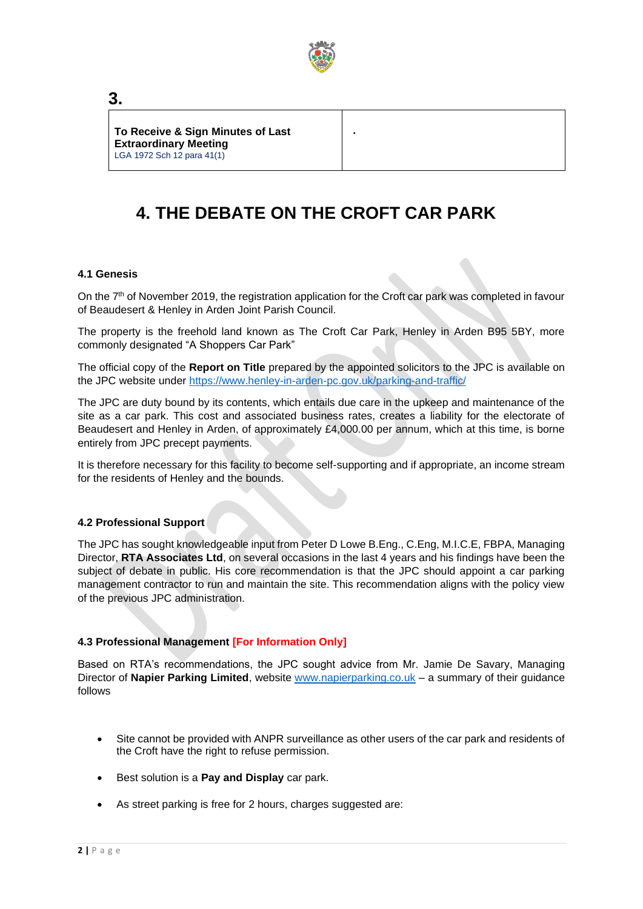## 3.

| To Receive & Sign Minutes of Last Extraordinary Meeting<br>LGA 1972 Sch 12 para 41(1) | . |
|---|---|

# 4. THE DEBATE ON THE CROFT CAR PARK

### 4.1 Genesis

On the 7th of November 2019, the registration application for the Croft car park was completed in favour of Beaudesert & Henley in Arden Joint Parish Council.

The property is the freehold land known as The Croft Car Park, Henley in Arden B95 5BY, more commonly designated "A Shoppers Car Park"

The official copy of the **Report on Title** prepared by the appointed solicitors to the JPC is available on the JPC website under https://www.henley-in-arden-pc.gov.uk/parking-and-traffic/

The JPC are duty bound by its contents, which entails due care in the upkeep and maintenance of the site as a car park. This cost and associated business rates, creates a liability for the electorate of Beaudesert and Henley in Arden, of approximately £4,000.00 per annum, which at this time, is borne entirely from JPC precept payments.

It is therefore necessary for this facility to become self-supporting and if appropriate, an income stream for the residents of Henley and the bounds.

### 4.2 Professional Support

The JPC has sought knowledgeable input from Peter D Lowe B.Eng., C.Eng, M.I.C.E, FBPA, Managing Director, **RTA Associates Ltd**, on several occasions in the last 4 years and his findings have been the subject of debate in public. His core recommendation is that the JPC should appoint a car parking management contractor to run and maintain the site. This recommendation aligns with the policy view of the previous JPC administration.

### 4.3 Professional Management [For Information Only]

Based on RTA's recommendations, the JPC sought advice from Mr. Jamie De Savary, Managing Director of **Napier Parking Limited**, website www.napierparking.co.uk – a summary of their guidance follows

- Site cannot be provided with ANPR surveillance as other users of the car park and residents of the Croft have the right to refuse permission.
- Best solution is a **Pay and Display** car park.
- As street parking is free for 2 hours, charges suggested are: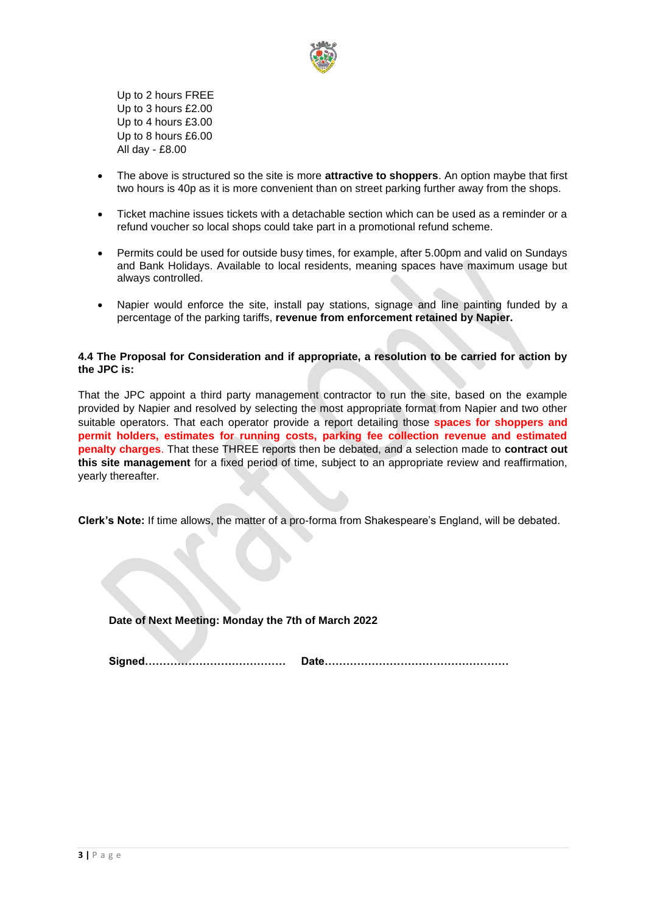Up to 2 hours FREE
Up to 3 hours £2.00
Up to 4 hours £3.00
Up to 8 hours £6.00
All day - £8.00

- The above is structured so the site is more **attractive to shoppers**. An option maybe that first two hours is 40p as it is more convenient than on street parking further away from the shops.
- Ticket machine issues tickets with a detachable section which can be used as a reminder or a refund voucher so local shops could take part in a promotional refund scheme.
- Permits could be used for outside busy times, for example, after 5.00pm and valid on Sundays and Bank Holidays. Available to local residents, meaning spaces have maximum usage but always controlled.
- Napier would enforce the site, install pay stations, signage and line painting funded by a percentage of the parking tariffs, **revenue from enforcement retained by Napier.**

**4.4 The Proposal for Consideration and if appropriate, a resolution to be carried for action by the JPC is:**

That the JPC appoint a third party management contractor to run the site, based on the example provided by Napier and resolved by selecting the most appropriate format from Napier and two other suitable operators. That each operator provide a report detailing those **spaces for shoppers and permit holders, estimates for running costs, parking fee collection revenue and estimated penalty charges**. That these THREE reports then be debated, and a selection made to **contract out this site management** for a fixed period of time, subject to an appropriate review and reaffirmation, yearly thereafter.

**Clerk's Note:** If time allows, the matter of a pro-forma from Shakespeare's England, will be debated.

**Date of Next Meeting: Monday the 7th of March 2022**

**Signed………………………………… Date……………………………………………**